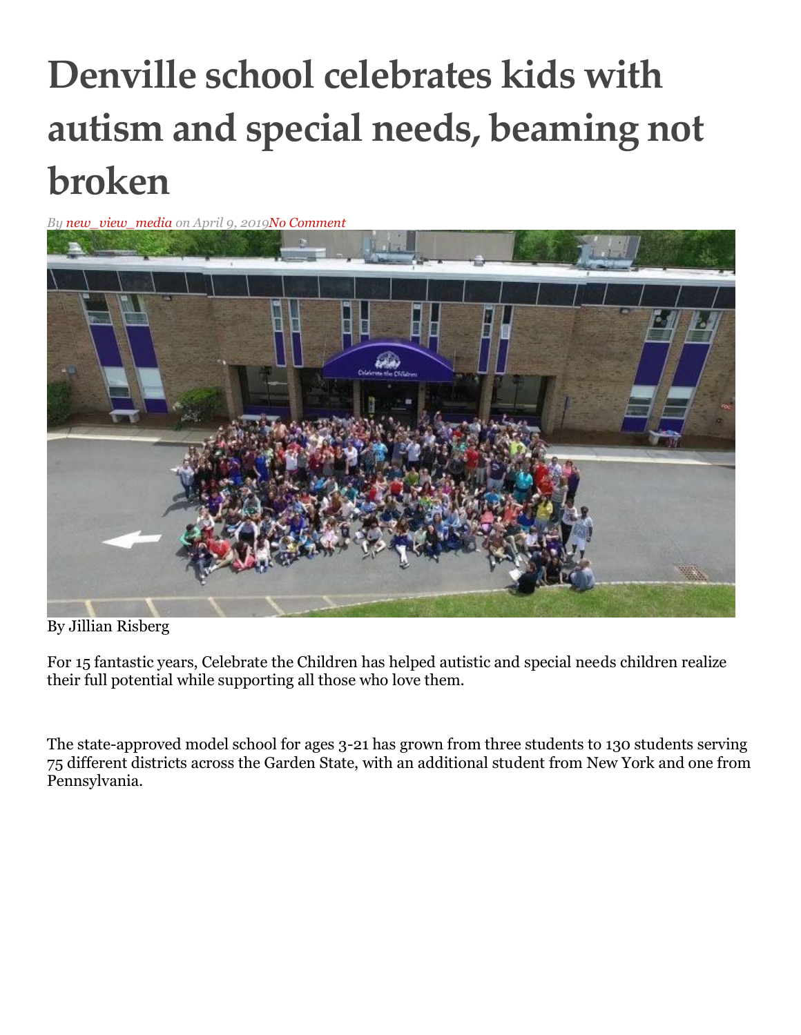# Denville school celebrates kids with autism and special needs, beaming not broken

*By new_view_media on April 9, 2019No Comment*

By Jillian Risberg

For 15 fantastic years, Celebrate the Children has helped autistic and special needs children realize their full potential while supporting all those who love them.

The state-approved model school for ages 3-21 has grown from three students to 130 students serving 75 different districts across the Garden State, with an additional student from New York and one from Pennsylvania.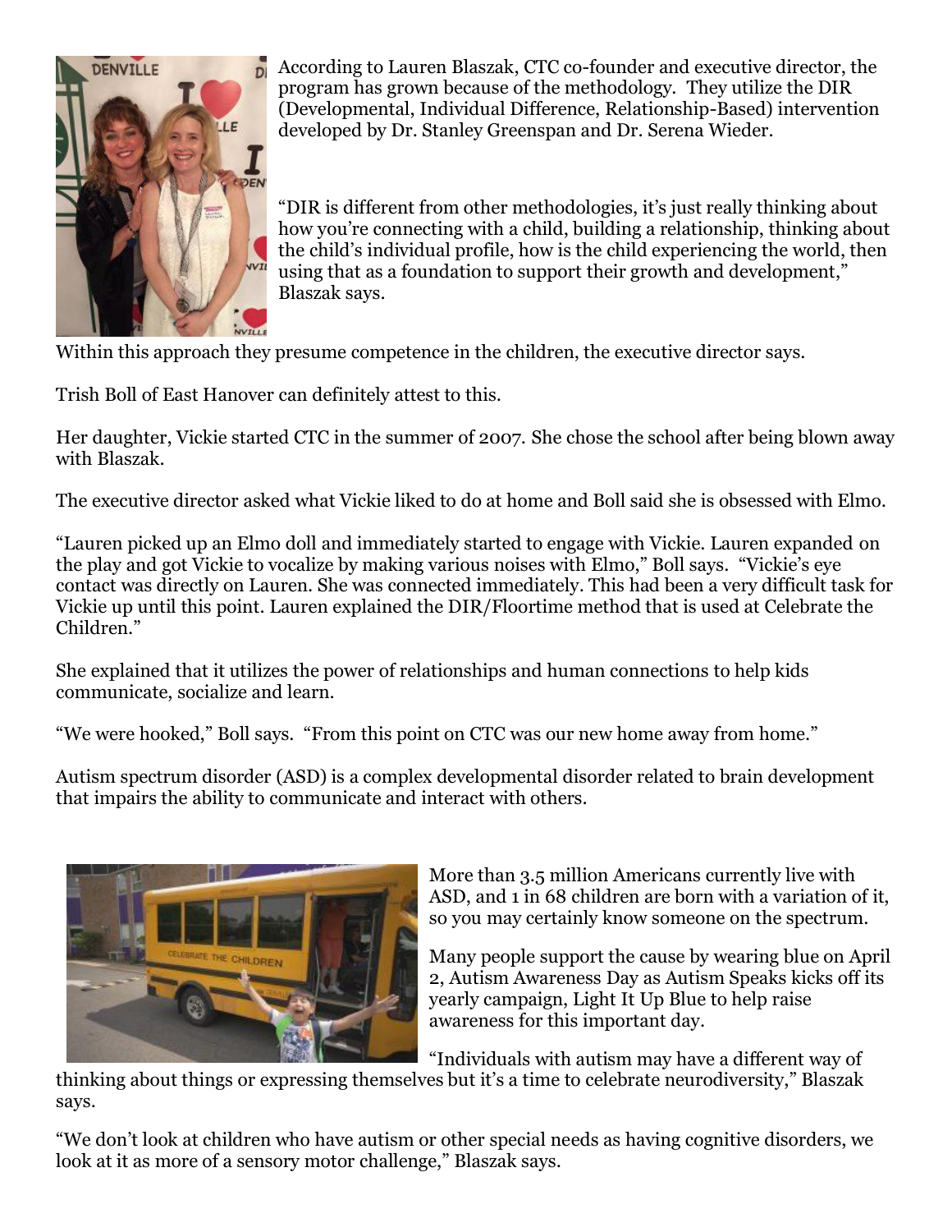According to Lauren Blaszak, CTC co-founder and executive director, the program has grown because of the methodology. They utilize the DIR (Developmental, Individual Difference, Relationship-Based) intervention developed by Dr. Stanley Greenspan and Dr. Serena Wieder.

"DIR is different from other methodologies, it's just really thinking about how you're connecting with a child, building a relationship, thinking about the child's individual profile, how is the child experiencing the world, then using that as a foundation to support their growth and development," Blaszak says.

Within this approach they presume competence in the children, the executive director says.

Trish Boll of East Hanover can definitely attest to this.

Her daughter, Vickie started CTC in the summer of 2007. She chose the school after being blown away with Blaszak.

The executive director asked what Vickie liked to do at home and Boll said she is obsessed with Elmo.

"Lauren picked up an Elmo doll and immediately started to engage with Vickie. Lauren expanded on the play and got Vickie to vocalize by making various noises with Elmo," Boll says. "Vickie's eye contact was directly on Lauren. She was connected immediately. This had been a very difficult task for Vickie up until this point. Lauren explained the DIR/Floortime method that is used at Celebrate the Children."

She explained that it utilizes the power of relationships and human connections to help kids communicate, socialize and learn.

"We were hooked," Boll says. "From this point on CTC was our new home away from home."

Autism spectrum disorder (ASD) is a complex developmental disorder related to brain development that impairs the ability to communicate and interact with others.

More than 3.5 million Americans currently live with ASD, and 1 in 68 children are born with a variation of it, so you may certainly know someone on the spectrum.

Many people support the cause by wearing blue on April 2, Autism Awareness Day as Autism Speaks kicks off its yearly campaign, Light It Up Blue to help raise awareness for this important day.

"Individuals with autism may have a different way of thinking about things or expressing themselves but it's a time to celebrate neurodiversity," Blaszak says.

"We don't look at children who have autism or other special needs as having cognitive disorders, we look at it as more of a sensory motor challenge," Blaszak says.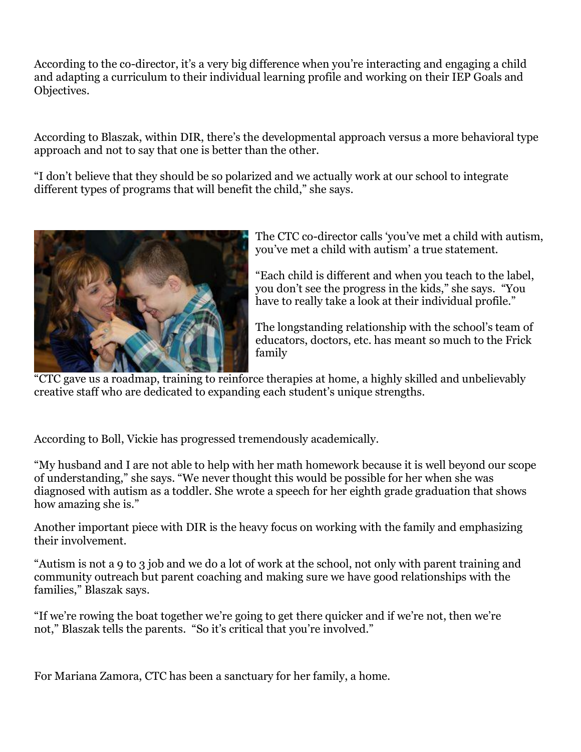According to the co-director, it's a very big difference when you're interacting and engaging a child and adapting a curriculum to their individual learning profile and working on their IEP Goals and Objectives.

According to Blaszak, within DIR, there's the developmental approach versus a more behavioral type approach and not to say that one is better than the other.

"I don't believe that they should be so polarized and we actually work at our school to integrate different types of programs that will benefit the child," she says.

The CTC co-director calls 'you've met a child with autism, you've met a child with autism' a true statement.

"Each child is different and when you teach to the label, you don't see the progress in the kids," she says. "You have to really take a look at their individual profile."

The longstanding relationship with the school's team of educators, doctors, etc. has meant so much to the Frick family

"CTC gave us a roadmap, training to reinforce therapies at home, a highly skilled and unbelievably creative staff who are dedicated to expanding each student's unique strengths.

According to Boll, Vickie has progressed tremendously academically.

"My husband and I are not able to help with her math homework because it is well beyond our scope of understanding," she says. "We never thought this would be possible for her when she was diagnosed with autism as a toddler. She wrote a speech for her eighth grade graduation that shows how amazing she is."

Another important piece with DIR is the heavy focus on working with the family and emphasizing their involvement.

"Autism is not a 9 to 3 job and we do a lot of work at the school, not only with parent training and community outreach but parent coaching and making sure we have good relationships with the families," Blaszak says.

"If we're rowing the boat together we're going to get there quicker and if we're not, then we're not," Blaszak tells the parents. "So it's critical that you're involved."

For Mariana Zamora, CTC has been a sanctuary for her family, a home.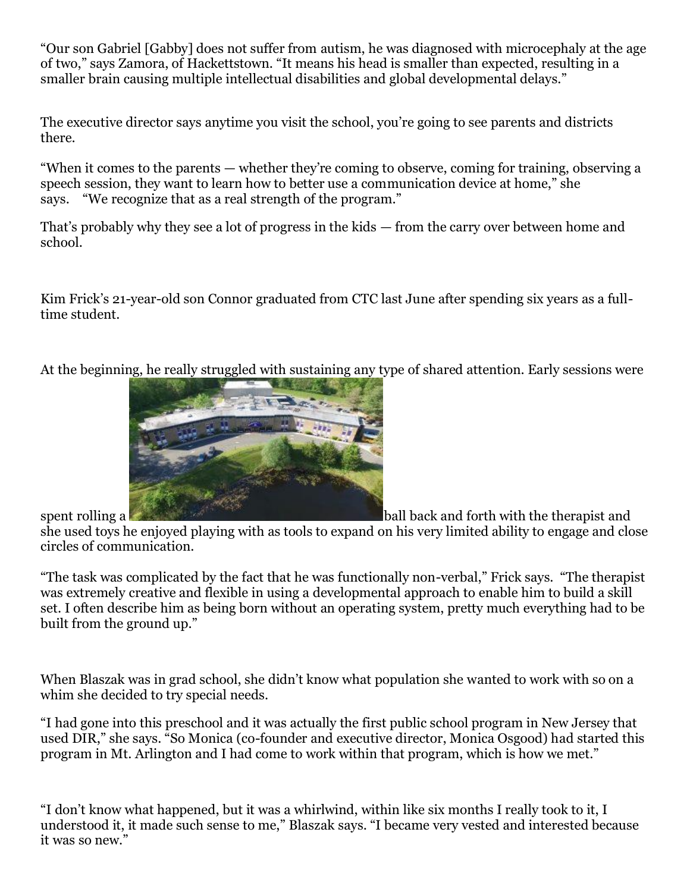"Our son Gabriel [Gabby] does not suffer from autism, he was diagnosed with microcephaly at the age of two," says Zamora, of Hackettstown. "It means his head is smaller than expected, resulting in a smaller brain causing multiple intellectual disabilities and global developmental delays."

The executive director says anytime you visit the school, you're going to see parents and districts there.

"When it comes to the parents — whether they're coming to observe, coming for training, observing a speech session, they want to learn how to better use a communication device at home," she says. "We recognize that as a real strength of the program."

That's probably why they see a lot of progress in the kids — from the carry over between home and school.

Kim Frick's 21-year-old son Connor graduated from CTC last June after spending six years as a full-time student.

At the beginning, he really struggled with sustaining any type of shared attention. Early sessions were spent rolling a ball back and forth with the therapist and she used toys he enjoyed playing with as tools to expand on his very limited ability to engage and close circles of communication.

"The task was complicated by the fact that he was functionally non-verbal," Frick says. "The therapist was extremely creative and flexible in using a developmental approach to enable him to build a skill set. I often describe him as being born without an operating system, pretty much everything had to be built from the ground up."

When Blaszak was in grad school, she didn't know what population she wanted to work with so on a whim she decided to try special needs.

"I had gone into this preschool and it was actually the first public school program in New Jersey that used DIR," she says. "So Monica (co-founder and executive director, Monica Osgood) had started this program in Mt. Arlington and I had come to work within that program, which is how we met."

"I don't know what happened, but it was a whirlwind, within like six months I really took to it, I understood it, it made such sense to me," Blaszak says. "I became very vested and interested because it was so new."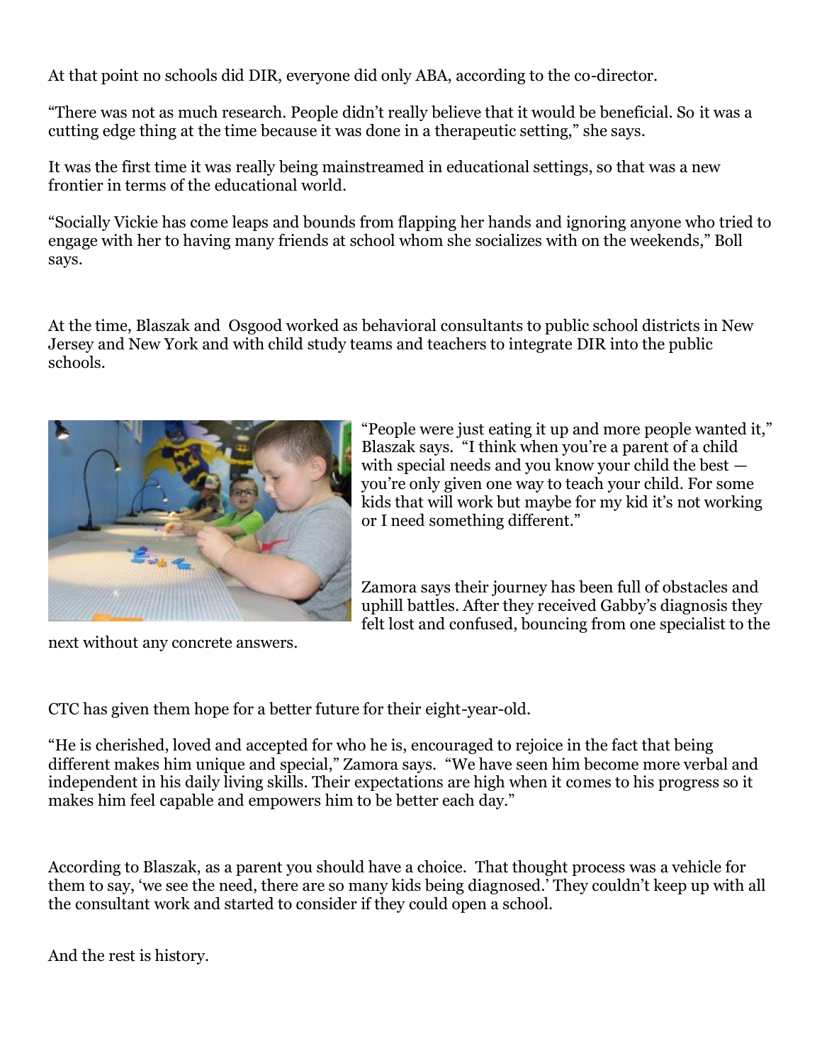At that point no schools did DIR, everyone did only ABA, according to the co-director.

"There was not as much research. People didn't really believe that it would be beneficial. So it was a cutting edge thing at the time because it was done in a therapeutic setting," she says.

It was the first time it was really being mainstreamed in educational settings, so that was a new frontier in terms of the educational world.

"Socially Vickie has come leaps and bounds from flapping her hands and ignoring anyone who tried to engage with her to having many friends at school whom she socializes with on the weekends," Boll says.

At the time, Blaszak and Osgood worked as behavioral consultants to public school districts in New Jersey and New York and with child study teams and teachers to integrate DIR into the public schools.

"People were just eating it up and more people wanted it," Blaszak says. "I think when you're a parent of a child with special needs and you know your child the best — you're only given one way to teach your child. For some kids that will work but maybe for my kid it's not working or I need something different."

Zamora says their journey has been full of obstacles and uphill battles. After they received Gabby's diagnosis they felt lost and confused, bouncing from one specialist to the next without any concrete answers.

CTC has given them hope for a better future for their eight-year-old.

"He is cherished, loved and accepted for who he is, encouraged to rejoice in the fact that being different makes him unique and special," Zamora says. "We have seen him become more verbal and independent in his daily living skills. Their expectations are high when it comes to his progress so it makes him feel capable and empowers him to be better each day."

According to Blaszak, as a parent you should have a choice. That thought process was a vehicle for them to say, 'we see the need, there are so many kids being diagnosed.' They couldn't keep up with all the consultant work and started to consider if they could open a school.

And the rest is history.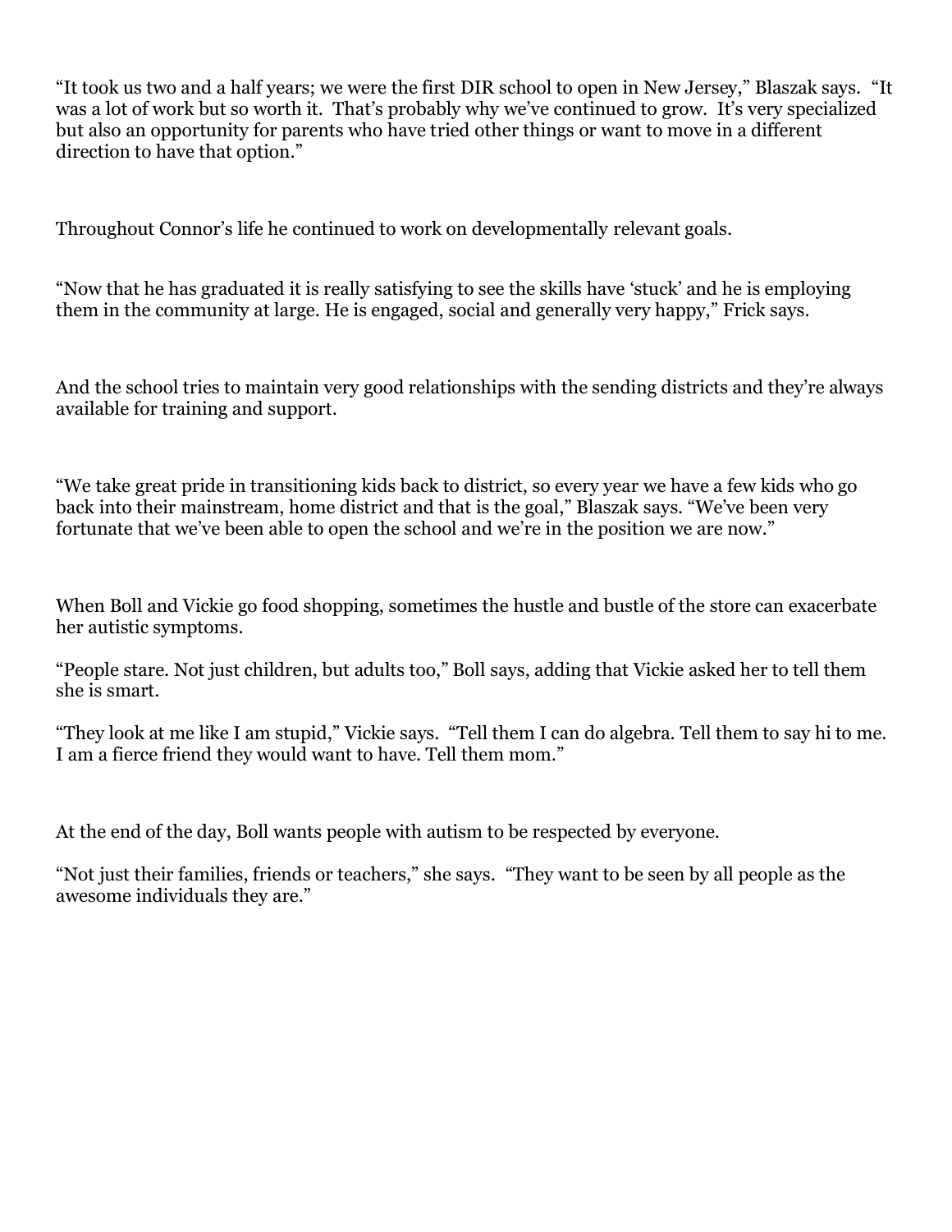"It took us two and a half years; we were the first DIR school to open in New Jersey," Blaszak says. "It was a lot of work but so worth it. That's probably why we've continued to grow. It's very specialized but also an opportunity for parents who have tried other things or want to move in a different direction to have that option."

Throughout Connor's life he continued to work on developmentally relevant goals.

"Now that he has graduated it is really satisfying to see the skills have 'stuck' and he is employing them in the community at large. He is engaged, social and generally very happy," Frick says.

And the school tries to maintain very good relationships with the sending districts and they're always available for training and support.

"We take great pride in transitioning kids back to district, so every year we have a few kids who go back into their mainstream, home district and that is the goal," Blaszak says. "We've been very fortunate that we've been able to open the school and we're in the position we are now."

When Boll and Vickie go food shopping, sometimes the hustle and bustle of the store can exacerbate her autistic symptoms.

"People stare. Not just children, but adults too," Boll says, adding that Vickie asked her to tell them she is smart.

"They look at me like I am stupid," Vickie says. "Tell them I can do algebra. Tell them to say hi to me. I am a fierce friend they would want to have. Tell them mom."

At the end of the day, Boll wants people with autism to be respected by everyone.

"Not just their families, friends or teachers," she says. "They want to be seen by all people as the awesome individuals they are."